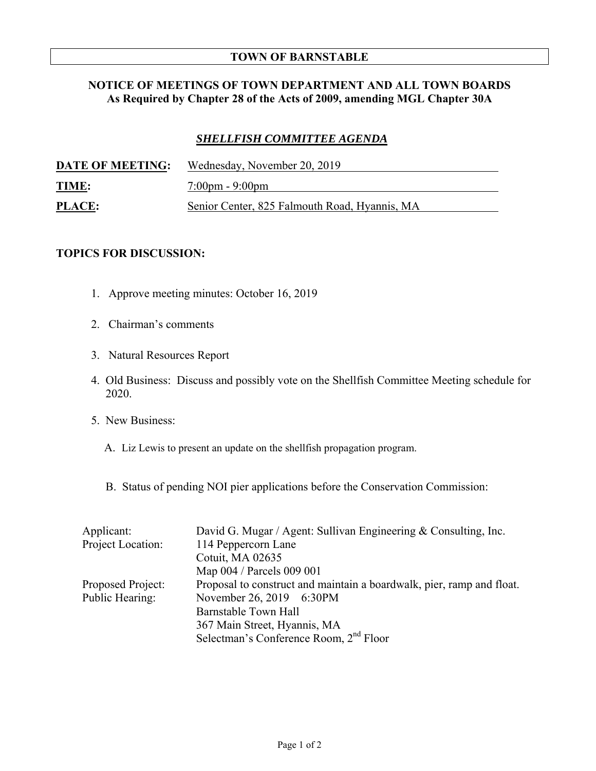# TOWN OF BARNSTABLE

## NOTICE OF MEETINGS OF TOWN DEPARTMENT AND ALL TOWN BOARDS
## As Required by Chapter 28 of the Acts of 2009, amending MGL Chapter 30A

### ***SHELLFISH COMMITTEE AGENDA***

**DATE OF MEETING:** Wednesday, November 20, 2019

**TIME:** 7:00pm - 9:00pm

**PLACE:** Senior Center, 825 Falmouth Road, Hyannis, MA

**TOPICS FOR DISCUSSION:**

1. Approve meeting minutes: October 16, 2019
2. Chairman's comments
3. Natural Resources Report
4. Old Business: Discuss and possibly vote on the Shellfish Committee Meeting schedule for 2020.
5. New Business:

   A. Liz Lewis to present an update on the shellfish propagation program.

   B. Status of pending NOI pier applications before the Conservation Commission:

| | |
|---|---|
| Applicant: | David G. Mugar / Agent: Sullivan Engineering & Consulting, Inc. |
| Project Location: | 114 Peppercorn Lane<br>Cotuit, MA 02635<br>Map 004 / Parcels 009 001 |
| Proposed Project: | Proposal to construct and maintain a boardwalk, pier, ramp and float. |
| Public Hearing: | November 26, 2019 6:30PM<br>Barnstable Town Hall<br>367 Main Street, Hyannis, MA<br>Selectman's Conference Room, 2nd Floor |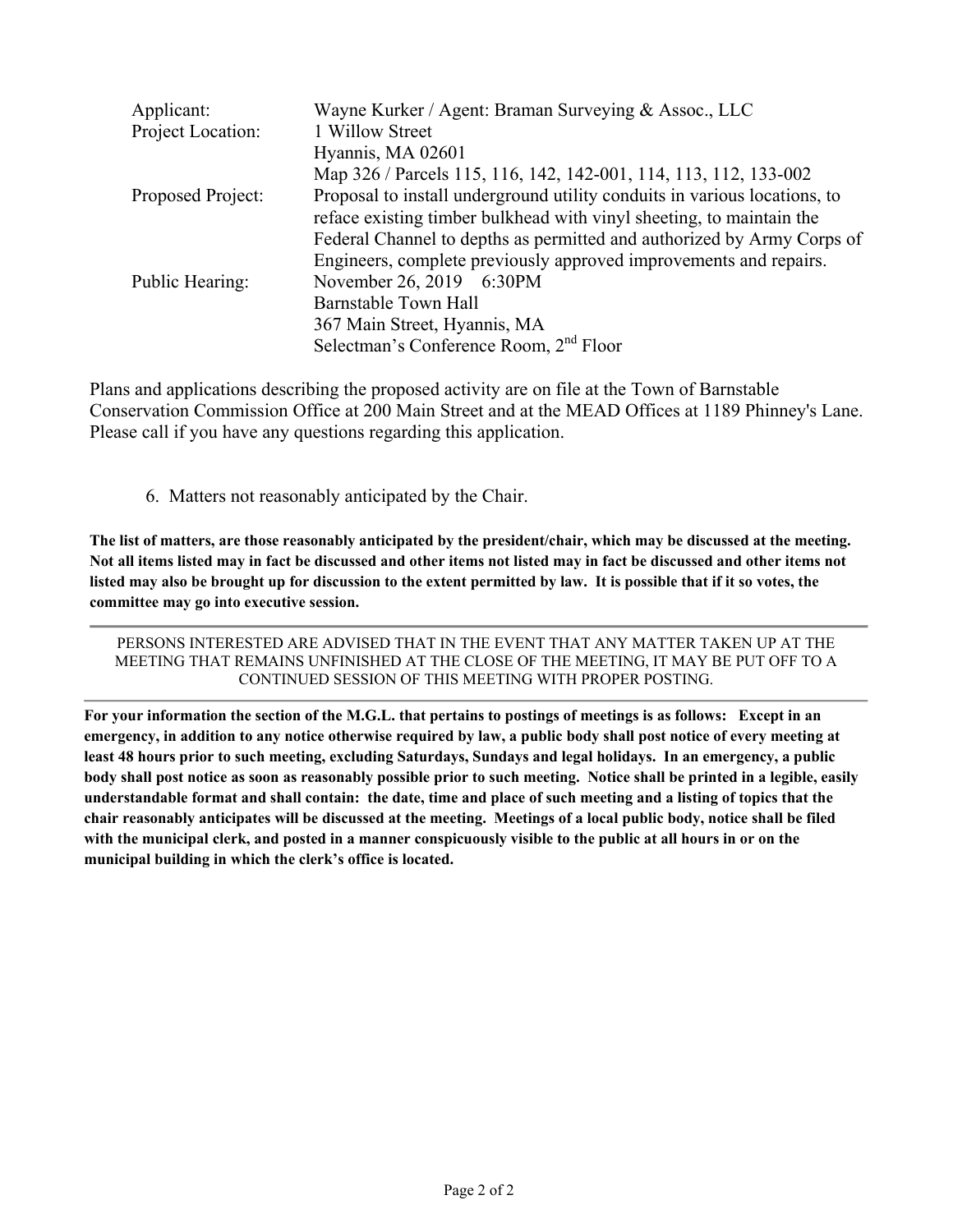| | |
|---|---|
| Applicant: | Wayne Kurker / Agent: Braman Surveying & Assoc., LLC |
| Project Location: | 1 Willow Street<br>Hyannis, MA 02601<br>Map 326 / Parcels 115, 116, 142, 142-001, 114, 113, 112, 133-002 |
| Proposed Project: | Proposal to install underground utility conduits in various locations, to reface existing timber bulkhead with vinyl sheeting, to maintain the Federal Channel to depths as permitted and authorized by Army Corps of Engineers, complete previously approved improvements and repairs. |
| Public Hearing: | November 26, 2019 6:30PM<br>Barnstable Town Hall<br>367 Main Street, Hyannis, MA<br>Selectman's Conference Room, 2nd Floor |

Plans and applications describing the proposed activity are on file at the Town of Barnstable Conservation Commission Office at 200 Main Street and at the MEAD Offices at 1189 Phinney's Lane. Please call if you have any questions regarding this application.

6. Matters not reasonably anticipated by the Chair.

**The list of matters, are those reasonably anticipated by the president/chair, which may be discussed at the meeting. Not all items listed may in fact be discussed and other items not listed may in fact be discussed and other items not listed may also be brought up for discussion to the extent permitted by law. It is possible that if it so votes, the committee may go into executive session.**

---

PERSONS INTERESTED ARE ADVISED THAT IN THE EVENT THAT ANY MATTER TAKEN UP AT THE MEETING THAT REMAINS UNFINISHED AT THE CLOSE OF THE MEETING, IT MAY BE PUT OFF TO A CONTINUED SESSION OF THIS MEETING WITH PROPER POSTING.

---

**For your information the section of the M.G.L. that pertains to postings of meetings is as follows: Except in an emergency, in addition to any notice otherwise required by law, a public body shall post notice of every meeting at least 48 hours prior to such meeting, excluding Saturdays, Sundays and legal holidays. In an emergency, a public body shall post notice as soon as reasonably possible prior to such meeting. Notice shall be printed in a legible, easily understandable format and shall contain: the date, time and place of such meeting and a listing of topics that the chair reasonably anticipates will be discussed at the meeting. Meetings of a local public body, notice shall be filed with the municipal clerk, and posted in a manner conspicuously visible to the public at all hours in or on the municipal building in which the clerk's office is located.**